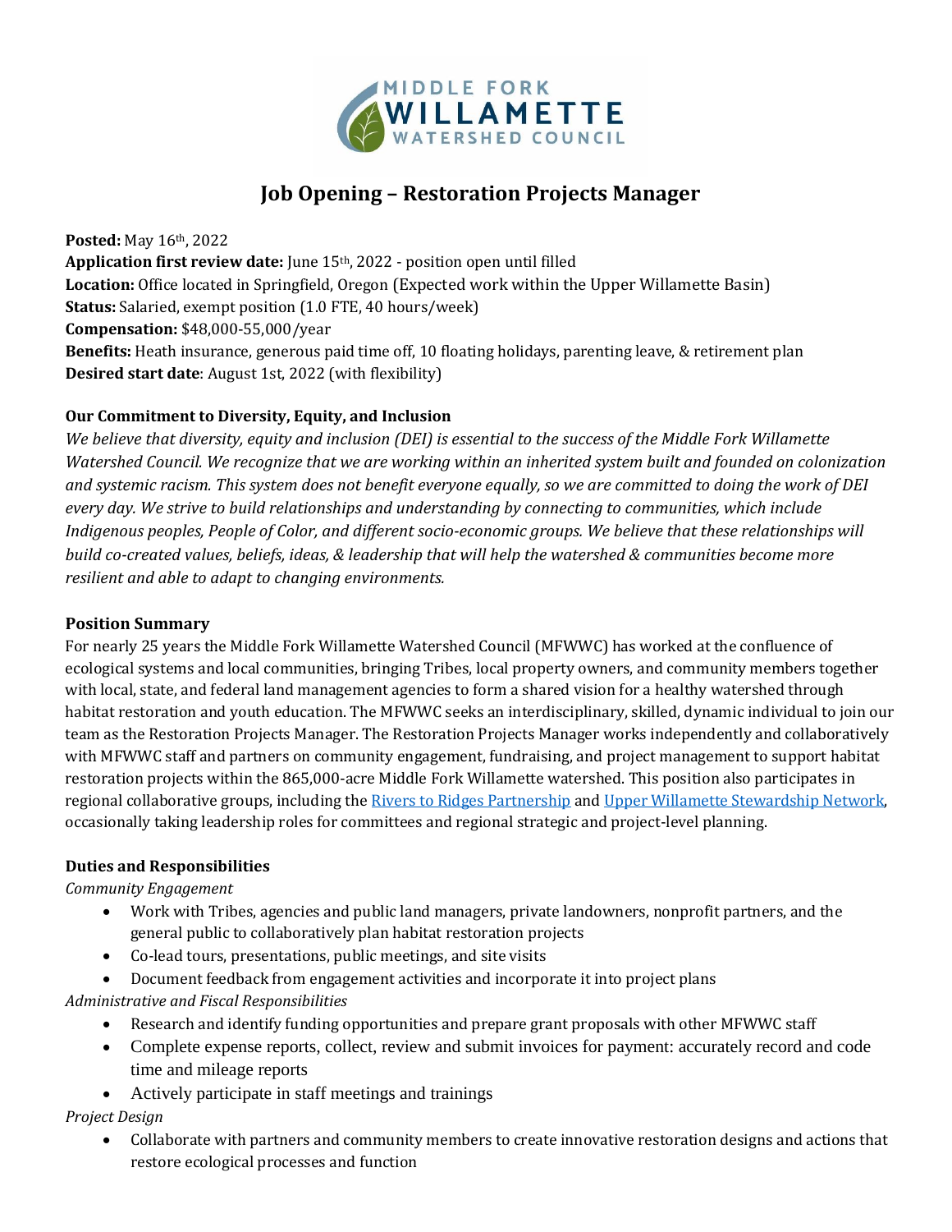MIDDLE FORK WILLAMETTE WATERSHED COUNCIL

# Job Opening – Restoration Projects Manager

**Posted:** May 16th, 2022
**Application first review date:** June 15th, 2022 - position open until filled
**Location:** Office located in Springfield, Oregon (Expected work within the Upper Willamette Basin)
**Status:** Salaried, exempt position (1.0 FTE, 40 hours/week)
**Compensation:** $48,000-55,000/year
**Benefits:** Heath insurance, generous paid time off, 10 floating holidays, parenting leave, & retirement plan
**Desired start date**: August 1st, 2022 (with flexibility)

### Our Commitment to Diversity, Equity, and Inclusion

*We believe that diversity, equity and inclusion (DEI) is essential to the success of the Middle Fork Willamette Watershed Council. We recognize that we are working within an inherited system built and founded on colonization and systemic racism. This system does not benefit everyone equally, so we are committed to doing the work of DEI every day. We strive to build relationships and understanding by connecting to communities, which include Indigenous peoples, People of Color, and different socio-economic groups. We believe that these relationships will build co-created values, beliefs, ideas, & leadership that will help the watershed & communities become more resilient and able to adapt to changing environments.*

### Position Summary

For nearly 25 years the Middle Fork Willamette Watershed Council (MFWWC) has worked at the confluence of ecological systems and local communities, bringing Tribes, local property owners, and community members together with local, state, and federal land management agencies to form a shared vision for a healthy watershed through habitat restoration and youth education. The MFWWC seeks an interdisciplinary, skilled, dynamic individual to join our team as the Restoration Projects Manager. The Restoration Projects Manager works independently and collaboratively with MFWWC staff and partners on community engagement, fundraising, and project management to support habitat restoration projects within the 865,000-acre Middle Fork Willamette watershed. This position also participates in regional collaborative groups, including the Rivers to Ridges Partnership and Upper Willamette Stewardship Network, occasionally taking leadership roles for committees and regional strategic and project-level planning.

### Duties and Responsibilities

*Community Engagement*

- Work with Tribes, agencies and public land managers, private landowners, nonprofit partners, and the general public to collaboratively plan habitat restoration projects
- Co-lead tours, presentations, public meetings, and site visits
- Document feedback from engagement activities and incorporate it into project plans

*Administrative and Fiscal Responsibilities*

- Research and identify funding opportunities and prepare grant proposals with other MFWWC staff
- Complete expense reports, collect, review and submit invoices for payment: accurately record and code time and mileage reports
- Actively participate in staff meetings and trainings

*Project Design*

- Collaborate with partners and community members to create innovative restoration designs and actions that restore ecological processes and function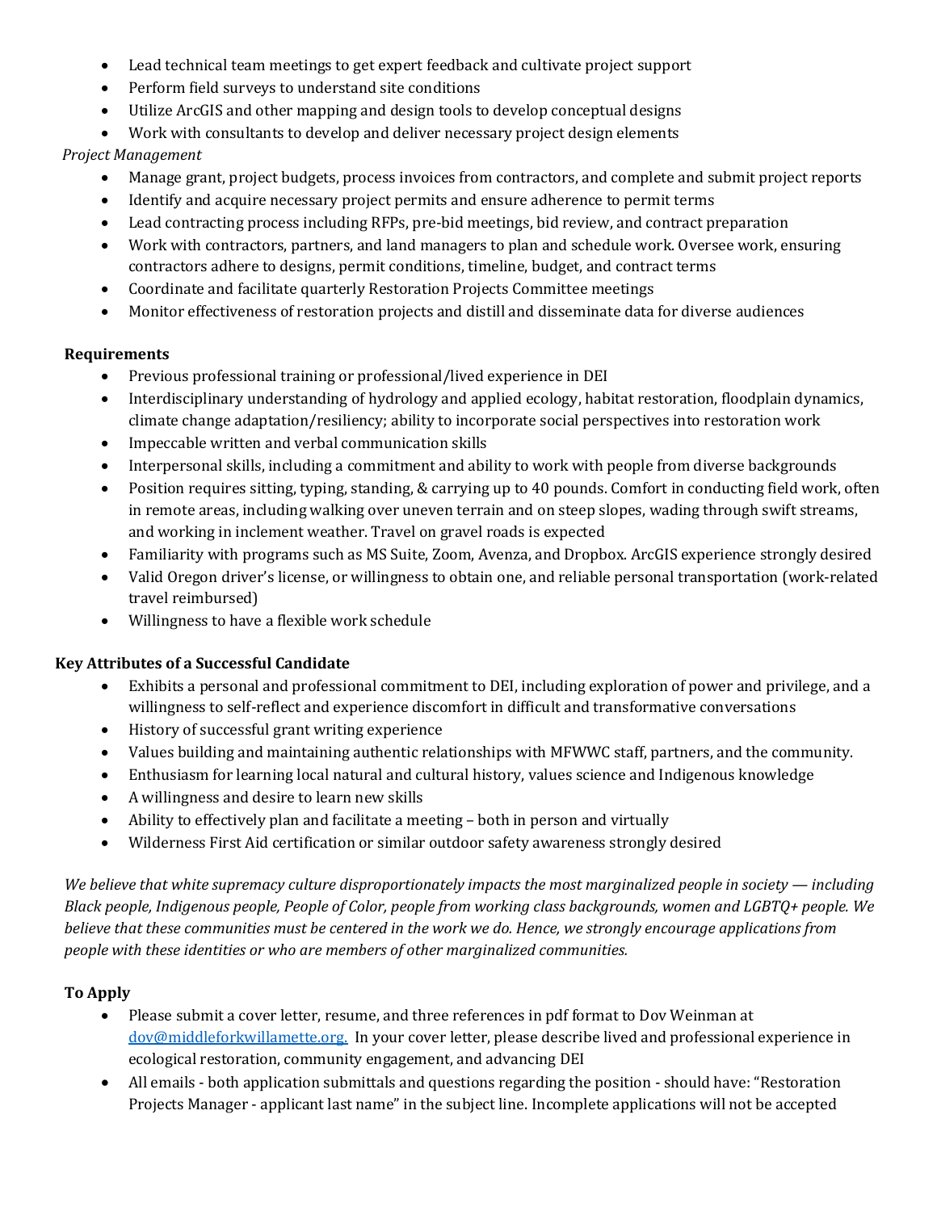- Lead technical team meetings to get expert feedback and cultivate project support
- Perform field surveys to understand site conditions
- Utilize ArcGIS and other mapping and design tools to develop conceptual designs
- Work with consultants to develop and deliver necessary project design elements

*Project Management*

- Manage grant, project budgets, process invoices from contractors, and complete and submit project reports
- Identify and acquire necessary project permits and ensure adherence to permit terms
- Lead contracting process including RFPs, pre-bid meetings, bid review, and contract preparation
- Work with contractors, partners, and land managers to plan and schedule work. Oversee work, ensuring contractors adhere to designs, permit conditions, timeline, budget, and contract terms
- Coordinate and facilitate quarterly Restoration Projects Committee meetings
- Monitor effectiveness of restoration projects and distill and disseminate data for diverse audiences

**Requirements**

- Previous professional training or professional/lived experience in DEI
- Interdisciplinary understanding of hydrology and applied ecology, habitat restoration, floodplain dynamics, climate change adaptation/resiliency; ability to incorporate social perspectives into restoration work
- Impeccable written and verbal communication skills
- Interpersonal skills, including a commitment and ability to work with people from diverse backgrounds
- Position requires sitting, typing, standing, & carrying up to 40 pounds. Comfort in conducting field work, often in remote areas, including walking over uneven terrain and on steep slopes, wading through swift streams, and working in inclement weather. Travel on gravel roads is expected
- Familiarity with programs such as MS Suite, Zoom, Avenza, and Dropbox. ArcGIS experience strongly desired
- Valid Oregon driver's license, or willingness to obtain one, and reliable personal transportation (work-related travel reimbursed)
- Willingness to have a flexible work schedule

**Key Attributes of a Successful Candidate**

- Exhibits a personal and professional commitment to DEI, including exploration of power and privilege, and a willingness to self-reflect and experience discomfort in difficult and transformative conversations
- History of successful grant writing experience
- Values building and maintaining authentic relationships with MFWWC staff, partners, and the community.
- Enthusiasm for learning local natural and cultural history, values science and Indigenous knowledge
- A willingness and desire to learn new skills
- Ability to effectively plan and facilitate a meeting – both in person and virtually
- Wilderness First Aid certification or similar outdoor safety awareness strongly desired

*We believe that white supremacy culture disproportionately impacts the most marginalized people in society — including Black people, Indigenous people, People of Color, people from working class backgrounds, women and LGBTQ+ people. We believe that these communities must be centered in the work we do. Hence, we strongly encourage applications from people with these identities or who are members of other marginalized communities.*

**To Apply**

- Please submit a cover letter, resume, and three references in pdf format to Dov Weinman at dov@middleforkwillamette.org. In your cover letter, please describe lived and professional experience in ecological restoration, community engagement, and advancing DEI
- All emails - both application submittals and questions regarding the position - should have: "Restoration Projects Manager - applicant last name" in the subject line. Incomplete applications will not be accepted